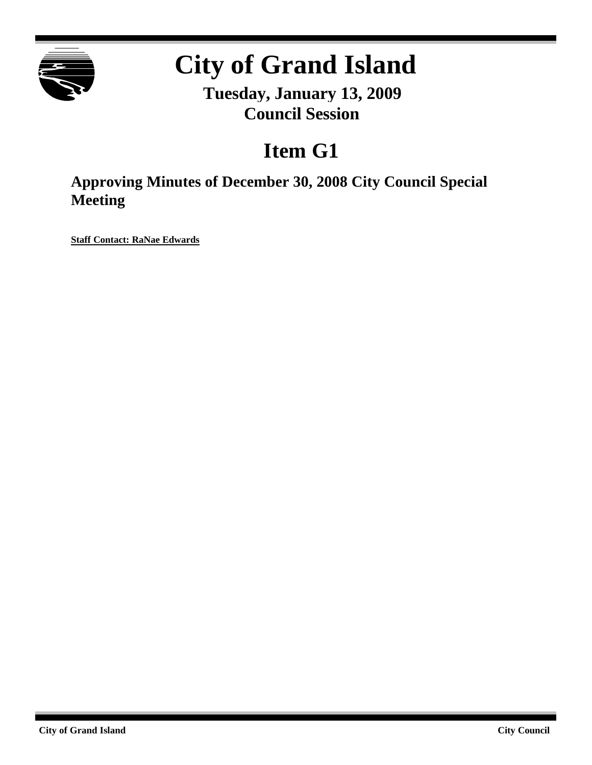# City of Grand Island

## Tuesday, January 13, 2009
## Council Session

# Item G1

## Approving Minutes of December 30, 2008 City Council Special Meeting

**Staff Contact: RaNae Edwards**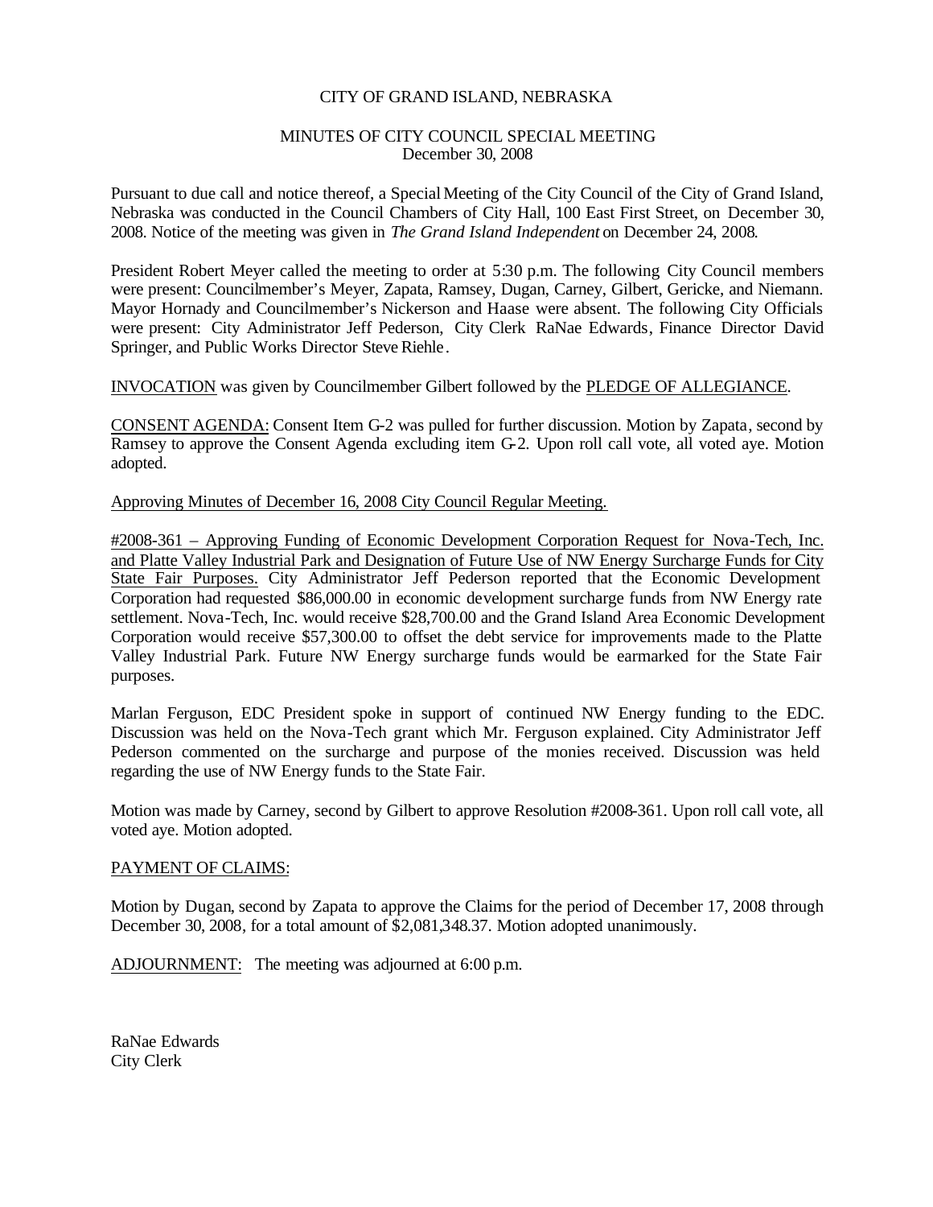CITY OF GRAND ISLAND, NEBRASKA

MINUTES OF CITY COUNCIL SPECIAL MEETING
December 30, 2008

Pursuant to due call and notice thereof, a Special Meeting of the City Council of the City of Grand Island, Nebraska was conducted in the Council Chambers of City Hall, 100 East First Street, on December 30, 2008. Notice of the meeting was given in *The Grand Island Independent* on December 24, 2008.

President Robert Meyer called the meeting to order at 5:30 p.m. The following City Council members were present: Councilmember's Meyer, Zapata, Ramsey, Dugan, Carney, Gilbert, Gericke, and Niemann. Mayor Hornady and Councilmember's Nickerson and Haase were absent. The following City Officials were present: City Administrator Jeff Pederson, City Clerk RaNae Edwards, Finance Director David Springer, and Public Works Director Steve Riehle.

INVOCATION was given by Councilmember Gilbert followed by the PLEDGE OF ALLEGIANCE.

CONSENT AGENDA: Consent Item G-2 was pulled for further discussion. Motion by Zapata, second by Ramsey to approve the Consent Agenda excluding item G-2. Upon roll call vote, all voted aye. Motion adopted.

Approving Minutes of December 16, 2008 City Council Regular Meeting.

#2008-361 – Approving Funding of Economic Development Corporation Request for Nova-Tech, Inc. and Platte Valley Industrial Park and Designation of Future Use of NW Energy Surcharge Funds for City State Fair Purposes. City Administrator Jeff Pederson reported that the Economic Development Corporation had requested $86,000.00 in economic development surcharge funds from NW Energy rate settlement. Nova-Tech, Inc. would receive $28,700.00 and the Grand Island Area Economic Development Corporation would receive $57,300.00 to offset the debt service for improvements made to the Platte Valley Industrial Park. Future NW Energy surcharge funds would be earmarked for the State Fair purposes.

Marlan Ferguson, EDC President spoke in support of continued NW Energy funding to the EDC. Discussion was held on the Nova-Tech grant which Mr. Ferguson explained. City Administrator Jeff Pederson commented on the surcharge and purpose of the monies received. Discussion was held regarding the use of NW Energy funds to the State Fair.

Motion was made by Carney, second by Gilbert to approve Resolution #2008-361. Upon roll call vote, all voted aye. Motion adopted.

PAYMENT OF CLAIMS:

Motion by Dugan, second by Zapata to approve the Claims for the period of December 17, 2008 through December 30, 2008, for a total amount of $2,081,348.37. Motion adopted unanimously.

ADJOURNMENT: The meeting was adjourned at 6:00 p.m.

RaNae Edwards
City Clerk